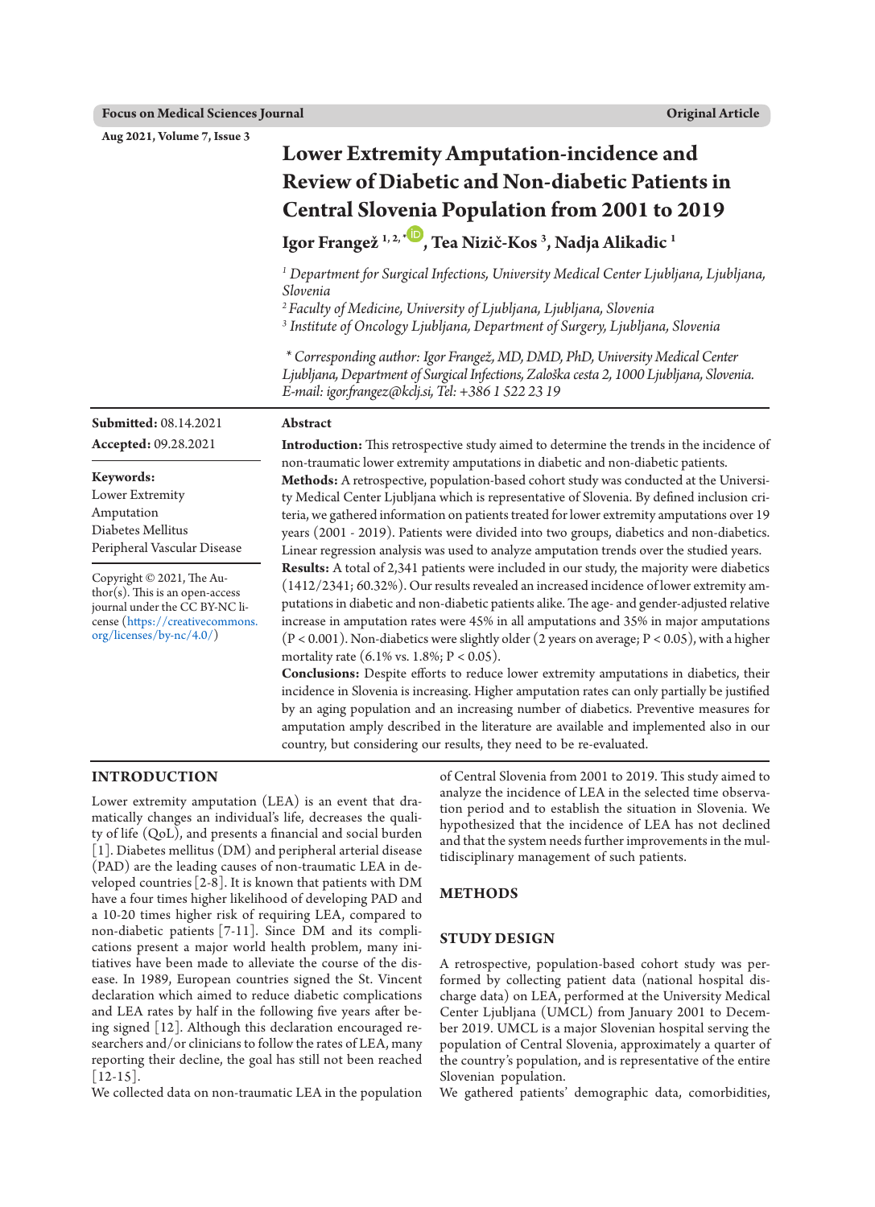# Lower Extremity Amputation-incidence and Review of Diabetic and Non-diabetic Patients in Central Slovenia Population from 2001 to 2019

**Igor Frangež [1, 2, *], Tea Nizič-Kos [3], Nadja Alikadic [1]**

*[1] Department for Surgical Infections, University Medical Center Ljubljana, Ljubljana, Slovenia*
*[2] Faculty of Medicine, University of Ljubljana, Ljubljana, Slovenia*
*[3] Institute of Oncology Ljubljana, Department of Surgery, Ljubljana, Slovenia*

*\* Corresponding author: Igor Frangež, MD, DMD, PhD, University Medical Center Ljubljana, Department of Surgical Infections, Zaloška cesta 2, 1000 Ljubljana, Slovenia. E-mail: igor.frangez@kclj.si, Tel: +386 1 522 23 19*

**Submitted:** 08.14.2021
**Accepted:** 09.28.2021

**Keywords:**
Lower Extremity
Amputation
Diabetes Mellitus
Peripheral Vascular Disease

Copyright © 2021, The Author(s). This is an open-access journal under the CC BY-NC license (https://creativecommons.org/licenses/by-nc/4.0/)

## Abstract

**Introduction:** This retrospective study aimed to determine the trends in the incidence of non-traumatic lower extremity amputations in diabetic and non-diabetic patients.

**Methods:** A retrospective, population-based cohort study was conducted at the University Medical Center Ljubljana which is representative of Slovenia. By defined inclusion criteria, we gathered information on patients treated for lower extremity amputations over 19 years (2001 - 2019). Patients were divided into two groups, diabetics and non-diabetics. Linear regression analysis was used to analyze amputation trends over the studied years.

**Results:** A total of 2,341 patients were included in our study, the majority were diabetics (1412/2341; 60.32%). Our results revealed an increased incidence of lower extremity amputations in diabetic and non-diabetic patients alike. The age- and gender-adjusted relative increase in amputation rates were 45% in all amputations and 35% in major amputations ($P < 0.001$). Non-diabetics were slightly older (2 years on average; $P < 0.05$), with a higher mortality rate (6.1% vs. 1.8%; $P < 0.05$).

**Conclusions:** Despite efforts to reduce lower extremity amputations in diabetics, their incidence in Slovenia is increasing. Higher amputation rates can only partially be justified by an aging population and an increasing number of diabetics. Preventive measures for amputation amply described in the literature are available and implemented also in our country, but considering our results, they need to be re-evaluated.

## INTRODUCTION

Lower extremity amputation (LEA) is an event that dramatically changes an individual's life, decreases the quality of life (QoL), and presents a financial and social burden [1]. Diabetes mellitus (DM) and peripheral arterial disease (PAD) are the leading causes of non-traumatic LEA in developed countries [2-8]. It is known that patients with DM have a four times higher likelihood of developing PAD and a 10-20 times higher risk of requiring LEA, compared to non-diabetic patients [7-11]. Since DM and its complications present a major world health problem, many initiatives have been made to alleviate the course of the disease. In 1989, European countries signed the St. Vincent declaration which aimed to reduce diabetic complications and LEA rates by half in the following five years after being signed [12]. Although this declaration encouraged researchers and/or clinicians to follow the rates of LEA, many reporting their decline, the goal has still not been reached [12-15].

We collected data on non-traumatic LEA in the population of Central Slovenia from 2001 to 2019. This study aimed to analyze the incidence of LEA in the selected time observation period and to establish the situation in Slovenia. We hypothesized that the incidence of LEA has not declined and that the system needs further improvements in the multidisciplinary management of such patients.

## METHODS

## STUDY DESIGN

A retrospective, population-based cohort study was performed by collecting patient data (national hospital discharge data) on LEA, performed at the University Medical Center Ljubljana (UMCL) from January 2001 to December 2019. UMCL is a major Slovenian hospital serving the population of Central Slovenia, approximately a quarter of the country's population, and is representative of the entire Slovenian population.

We gathered patients' demographic data, comorbidities,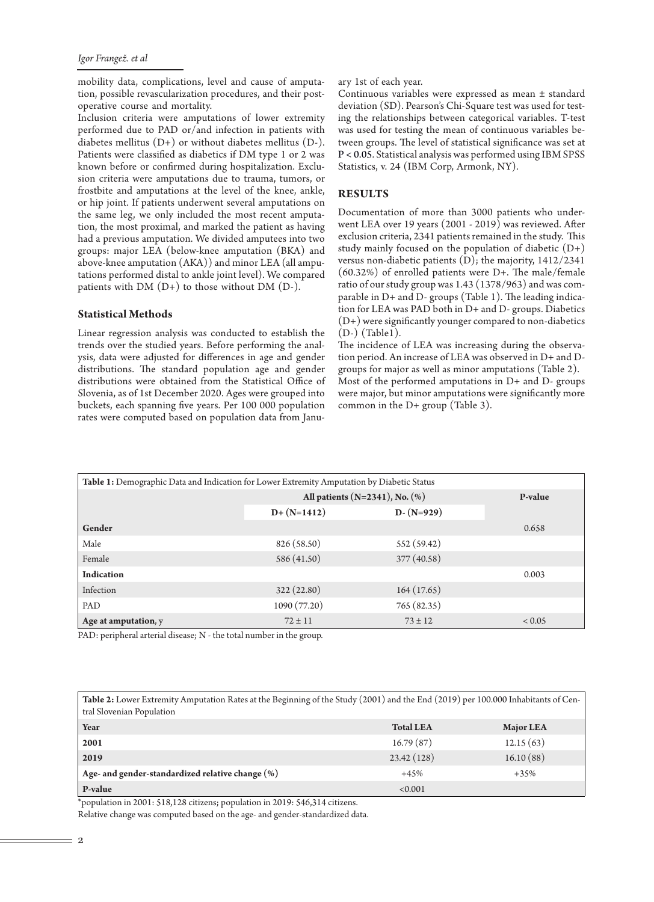mobility data, complications, level and cause of amputation, possible revascularization procedures, and their postoperative course and mortality.

Inclusion criteria were amputations of lower extremity performed due to PAD or/and infection in patients with diabetes mellitus (D+) or without diabetes mellitus (D-). Patients were classified as diabetics if DM type 1 or 2 was known before or confirmed during hospitalization. Exclusion criteria were amputations due to trauma, tumors, or frostbite and amputations at the level of the knee, ankle, or hip joint. If patients underwent several amputations on the same leg, we only included the most recent amputation, the most proximal, and marked the patient as having had a previous amputation. We divided amputees into two groups: major LEA (below-knee amputation (BKA) and above-knee amputation (AKA)) and minor LEA (all amputations performed distal to ankle joint level). We compared patients with DM (D+) to those without DM (D-).

### Statistical Methods

Linear regression analysis was conducted to establish the trends over the studied years. Before performing the analysis, data were adjusted for differences in age and gender distributions. The standard population age and gender distributions were obtained from the Statistical Office of Slovenia, as of 1st December 2020. Ages were grouped into buckets, each spanning five years. Per 100 000 population rates were computed based on population data from January 1st of each year.

Continuous variables were expressed as mean ± standard deviation (SD). Pearson's Chi-Square test was used for testing the relationships between categorical variables. T-test was used for testing the mean of continuous variables between groups. The level of statistical significance was set at $P < 0.05$. Statistical analysis was performed using IBM SPSS Statistics, v. 24 (IBM Corp, Armonk, NY).

## RESULTS

Documentation of more than 3000 patients who underwent LEA over 19 years (2001 - 2019) was reviewed. After exclusion criteria, 2341 patients remained in the study. This study mainly focused on the population of diabetic (D+) versus non-diabetic patients (D); the majority, 1412/2341 (60.32%) of enrolled patients were D+. The male/female ratio of our study group was 1.43 (1378/963) and was comparable in D+ and D- groups (Table 1). The leading indication for LEA was PAD both in D+ and D- groups. Diabetics (D+) were significantly younger compared to non-diabetics (D-) (Table1).

The incidence of LEA was increasing during the observation period. An increase of LEA was observed in D+ and D- groups for major as well as minor amputations (Table 2).

Most of the performed amputations in D+ and D- groups were major, but minor amputations were significantly more common in the D+ group (Table 3).

**Table 1:** Demographic Data and Indication for Lower Extremity Amputation by Diabetic Status

| | All patients (N=2341), No. (%) | | P-value |
|---|---|---|---|
| | D+ (N=1412) | D- (N=929) | |
| **Gender** | | | 0.658 |
| Male | 826 (58.50) | 552 (59.42) | |
| Female | 586 (41.50) | 377 (40.58) | |
| **Indication** | | | 0.003 |
| Infection | 322 (22.80) | 164 (17.65) | |
| PAD | 1090 (77.20) | 765 (82.35) | |
| **Age at amputation**, y | 72 ± 11 | 73 ± 12 | < 0.05 |

PAD: peripheral arterial disease; N - the total number in the group.

**Table 2:** Lower Extremity Amputation Rates at the Beginning of the Study (2001) and the End (2019) per 100.000 Inhabitants of Central Slovenian Population

| Year | Total LEA | Major LEA |
|---|---|---|
| **2001** | 16.79 (87) | 12.15 (63) |
| **2019** | 23.42 (128) | 16.10 (88) |
| **Age- and gender-standardized relative change (%)** | +45% | +35% |
| **P-value** | <0.001 | |

*population in 2001: 518,128 citizens; population in 2019: 546,314 citizens.

Relative change was computed based on the age- and gender-standardized data.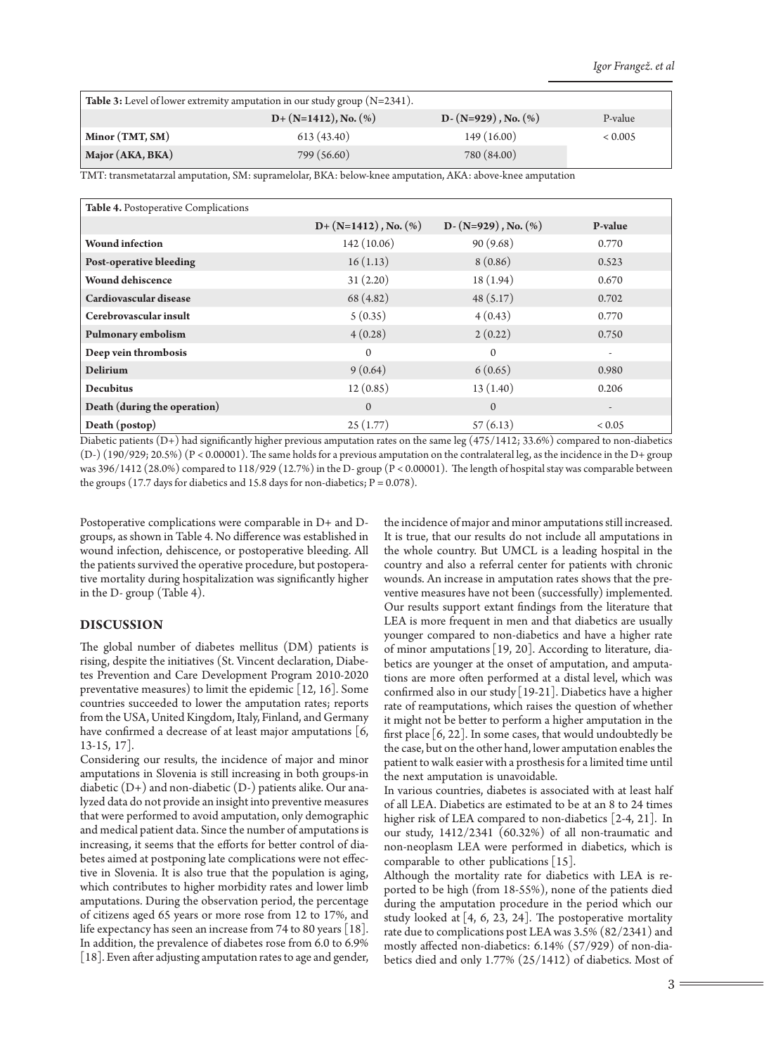**Table 3:** Level of lower extremity amputation in our study group (N=2341).

| | D+ (N=1412), No. (%) | D- (N=929) , No. (%) | P-value |
|---|---|---|---|
| **Minor (TMT, SM)** | 613 (43.40) | 149 (16.00) | < 0.005 |
| **Major (AKA, BKA)** | 799 (56.60) | 780 (84.00) | |

TMT: transmetatarzal amputation, SM: supramelolar, BKA: below-knee amputation, AKA: above-knee amputation

**Table 4.** Postoperative Complications

| | D+ (N=1412) , No. (%) | D- (N=929) , No. (%) | P-value |
|---|---|---|---|
| **Wound infection** | 142 (10.06) | 90 (9.68) | 0.770 |
| **Post-operative bleeding** | 16 (1.13) | 8 (0.86) | 0.523 |
| **Wound dehiscence** | 31 (2.20) | 18 (1.94) | 0.670 |
| **Cardiovascular disease** | 68 (4.82) | 48 (5.17) | 0.702 |
| **Cerebrovascular insult** | 5 (0.35) | 4 (0.43) | 0.770 |
| **Pulmonary embolism** | 4 (0.28) | 2 (0.22) | 0.750 |
| **Deep vein thrombosis** | 0 | 0 | - |
| **Delirium** | 9 (0.64) | 6 (0.65) | 0.980 |
| **Decubitus** | 12 (0.85) | 13 (1.40) | 0.206 |
| **Death (during the operation)** | 0 | 0 | - |
| **Death (postop)** | 25 (1.77) | 57 (6.13) | < 0.05 |

Diabetic patients (D+) had significantly higher previous amputation rates on the same leg (475/1412; 33.6%) compared to non-diabetics (D-) (190/929; 20.5%) (P < 0.00001). The same holds for a previous amputation on the contralateral leg, as the incidence in the D+ group was 396/1412 (28.0%) compared to 118/929 (12.7%) in the D- group (P < 0.00001). The length of hospital stay was comparable between the groups (17.7 days for diabetics and 15.8 days for non-diabetics; P = 0.078).

Postoperative complications were comparable in D+ and D- groups, as shown in Table 4. No difference was established in wound infection, dehiscence, or postoperative bleeding. All the patients survived the operative procedure, but postoperative mortality during hospitalization was significantly higher in the D- group (Table 4).

## DISCUSSION

The global number of diabetes mellitus (DM) patients is rising, despite the initiatives (St. Vincent declaration, Diabetes Prevention and Care Development Program 2010-2020 preventative measures) to limit the epidemic [12, 16]. Some countries succeeded to lower the amputation rates; reports from the USA, United Kingdom, Italy, Finland, and Germany have confirmed a decrease of at least major amputations [6, 13-15, 17].

Considering our results, the incidence of major and minor amputations in Slovenia is still increasing in both groups-in diabetic (D+) and non-diabetic (D-) patients alike. Our analyzed data do not provide an insight into preventive measures that were performed to avoid amputation, only demographic and medical patient data. Since the number of amputations is increasing, it seems that the efforts for better control of diabetes aimed at postponing late complications were not effective in Slovenia. It is also true that the population is aging, which contributes to higher morbidity rates and lower limb amputations. During the observation period, the percentage of citizens aged 65 years or more rose from 12 to 17%, and life expectancy has seen an increase from 74 to 80 years [18]. In addition, the prevalence of diabetes rose from 6.0 to 6.9% [18]. Even after adjusting amputation rates to age and gender, the incidence of major and minor amputations still increased. It is true, that our results do not include all amputations in the whole country. But UMCL is a leading hospital in the country and also a referral center for patients with chronic wounds. An increase in amputation rates shows that the preventive measures have not been (successfully) implemented. Our results support extant findings from the literature that LEA is more frequent in men and that diabetics are usually younger compared to non-diabetics and have a higher rate of minor amputations [19, 20]. According to literature, diabetics are younger at the onset of amputation, and amputations are more often performed at a distal level, which was confirmed also in our study [19-21]. Diabetics have a higher rate of reamputations, which raises the question of whether it might not be better to perform a higher amputation in the first place [6, 22]. In some cases, that would undoubtedly be the case, but on the other hand, lower amputation enables the patient to walk easier with a prosthesis for a limited time until the next amputation is unavoidable.

In various countries, diabetes is associated with at least half of all LEA. Diabetics are estimated to be at an 8 to 24 times higher risk of LEA compared to non-diabetics [2-4, 21]. In our study, 1412/2341 (60.32%) of all non-traumatic and non-neoplasm LEA were performed in diabetics, which is comparable to other publications [15].

Although the mortality rate for diabetics with LEA is reported to be high (from 18-55%), none of the patients died during the amputation procedure in the period which our study looked at [4, 6, 23, 24]. The postoperative mortality rate due to complications post LEA was 3.5% (82/2341) and mostly affected non-diabetics: 6.14% (57/929) of non-diabetics died and only 1.77% (25/1412) of diabetics. Most of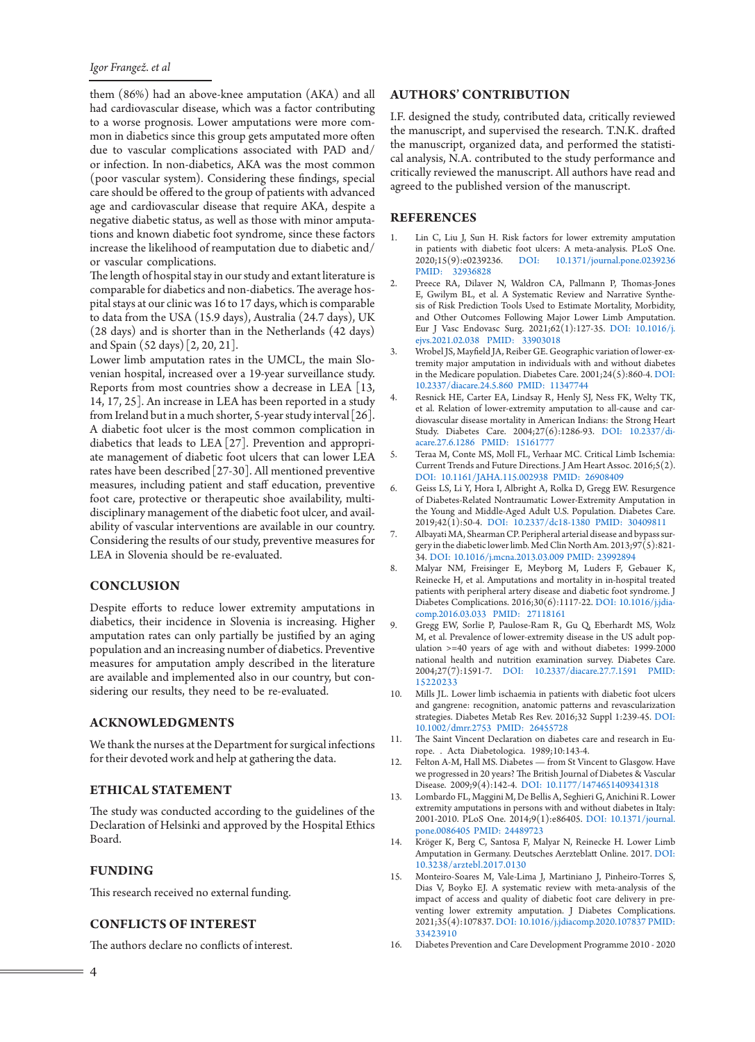them (86%) had an above-knee amputation (AKA) and all had cardiovascular disease, which was a factor contributing to a worse prognosis. Lower amputations were more common in diabetics since this group gets amputated more often due to vascular complications associated with PAD and/or infection. In non-diabetics, AKA was the most common (poor vascular system). Considering these findings, special care should be offered to the group of patients with advanced age and cardiovascular disease that require AKA, despite a negative diabetic status, as well as those with minor amputations and known diabetic foot syndrome, since these factors increase the likelihood of reamputation due to diabetic and/or vascular complications.

The length of hospital stay in our study and extant literature is comparable for diabetics and non-diabetics. The average hospital stays at our clinic was 16 to 17 days, which is comparable to data from the USA (15.9 days), Australia (24.7 days), UK (28 days) and is shorter than in the Netherlands (42 days) and Spain (52 days) [2, 20, 21].

Lower limb amputation rates in the UMCL, the main Slovenian hospital, increased over a 19-year surveillance study. Reports from most countries show a decrease in LEA [13, 14, 17, 25]. An increase in LEA has been reported in a study from Ireland but in a much shorter, 5-year study interval [26]. A diabetic foot ulcer is the most common complication in diabetics that leads to LEA [27]. Prevention and appropriate management of diabetic foot ulcers that can lower LEA rates have been described [27-30]. All mentioned preventive measures, including patient and staff education, preventive foot care, protective or therapeutic shoe availability, multidisciplinary management of the diabetic foot ulcer, and availability of vascular interventions are available in our country. Considering the results of our study, preventive measures for LEA in Slovenia should be re-evaluated.

## CONCLUSION

Despite efforts to reduce lower extremity amputations in diabetics, their incidence in Slovenia is increasing. Higher amputation rates can only partially be justified by an aging population and an increasing number of diabetics. Preventive measures for amputation amply described in the literature are available and implemented also in our country, but considering our results, they need to be re-evaluated.

## ACKNOWLEDGMENTS

We thank the nurses at the Department for surgical infections for their devoted work and help at gathering the data.

## ETHICAL STATEMENT

The study was conducted according to the guidelines of the Declaration of Helsinki and approved by the Hospital Ethics Board.

## FUNDING

This research received no external funding.

## CONFLICTS OF INTEREST

The authors declare no conflicts of interest.

## AUTHORS' CONTRIBUTION

I.F. designed the study, contributed data, critically reviewed the manuscript, and supervised the research. T.N.K. drafted the manuscript, organized data, and performed the statistical analysis, N.A. contributed to the study performance and critically reviewed the manuscript. All authors have read and agreed to the published version of the manuscript.

## REFERENCES

1. Lin C, Liu J, Sun H. Risk factors for lower extremity amputation in patients with diabetic foot ulcers: A meta-analysis. PLoS One. 2020;15(9):e0239236. DOI: 10.1371/journal.pone.0239236 PMID: 32936828
2. Preece RA, Dilaver N, Waldron CA, Pallmann P, Thomas-Jones E, Gwilym BL, et al. A Systematic Review and Narrative Synthesis of Risk Prediction Tools Used to Estimate Mortality, Morbidity, and Other Outcomes Following Major Lower Limb Amputation. Eur J Vasc Endovasc Surg. 2021;62(1):127-35. DOI: 10.1016/j.ejvs.2021.02.038 PMID: 33903018
3. Wrobel JS, Mayfield JA, Reiber GE. Geographic variation of lower-extremity major amputation in individuals with and without diabetes in the Medicare population. Diabetes Care. 2001;24(5):860-4. DOI: 10.2337/diacare.24.5.860 PMID: 11347744
4. Resnick HE, Carter EA, Lindsay R, Henly SJ, Ness FK, Welty TK, et al. Relation of lower-extremity amputation to all-cause and cardiovascular disease mortality in American Indians: the Strong Heart Study. Diabetes Care. 2004;27(6):1286-93. DOI: 10.2337/diacare.27.6.1286 PMID: 15161777
5. Teraa M, Conte MS, Moll FL, Verhaar MC. Critical Limb Ischemia: Current Trends and Future Directions. J Am Heart Assoc. 2016;5(2). DOI: 10.1161/JAHA.115.002938 PMID: 26908409
6. Geiss LS, Li Y, Hora I, Albright A, Rolka D, Gregg EW. Resurgence of Diabetes-Related Nontraumatic Lower-Extremity Amputation in the Young and Middle-Aged Adult U.S. Population. Diabetes Care. 2019;42(1):50-4. DOI: 10.2337/dc18-1380 PMID: 30409811
7. Albayati MA, Shearman CP. Peripheral arterial disease and bypass surgery in the diabetic lower limb. Med Clin North Am. 2013;97(5):821-34. DOI: 10.1016/j.mcna.2013.03.009 PMID: 23992894
8. Malyar NM, Freisinger E, Meyborg M, Luders F, Gebauer K, Reinecke H, et al. Amputations and mortality in in-hospital treated patients with peripheral artery disease and diabetic foot syndrome. J Diabetes Complications. 2016;30(6):1117-22. DOI: 10.1016/j.jdiacomp.2016.03.033 PMID: 27118161
9. Gregg EW, Sorlie P, Paulose-Ram R, Gu Q, Eberhardt MS, Wolz M, et al. Prevalence of lower-extremity disease in the US adult population >=40 years of age with and without diabetes: 1999-2000 national health and nutrition examination survey. Diabetes Care. 2004;27(7):1591-7. DOI: 10.2337/diacare.27.7.1591 PMID: 15220233
10. Mills JL. Lower limb ischaemia in patients with diabetic foot ulcers and gangrene: recognition, anatomic patterns and revascularization strategies. Diabetes Metab Res Rev. 2016;32 Suppl 1:239-45. DOI: 10.1002/dmrr.2753 PMID: 26455728
11. The Saint Vincent Declaration on diabetes care and research in Europe. . Acta Diabetologica. 1989;10:143-4.
12. Felton A-M, Hall MS. Diabetes — from St Vincent to Glasgow. Have we progressed in 20 years? The British Journal of Diabetes & Vascular Disease. 2009;9(4):142-4. DOI: 10.1177/1474651409341318
13. Lombardo FL, Maggini M, De Bellis A, Seghieri G, Anichini R. Lower extremity amputations in persons with and without diabetes in Italy: 2001-2010. PLoS One. 2014;9(1):e86405. DOI: 10.1371/journal.pone.0086405 PMID: 24489723
14. Kröger K, Berg C, Santosa F, Malyar N, Reinecke H. Lower Limb Amputation in Germany. Deutsches Aerzteblatt Online. 2017. DOI: 10.3238/arztebl.2017.0130
15. Monteiro-Soares M, Vale-Lima J, Martiniano J, Pinheiro-Torres S, Dias V, Boyko EJ. A systematic review with meta-analysis of the impact of access and quality of diabetic foot care delivery in preventing lower extremity amputation. J Diabetes Complications. 2021;35(4):107837. DOI: 10.1016/j.jdiacomp.2020.107837 PMID: 33423910
16. Diabetes Prevention and Care Development Programme 2010 - 2020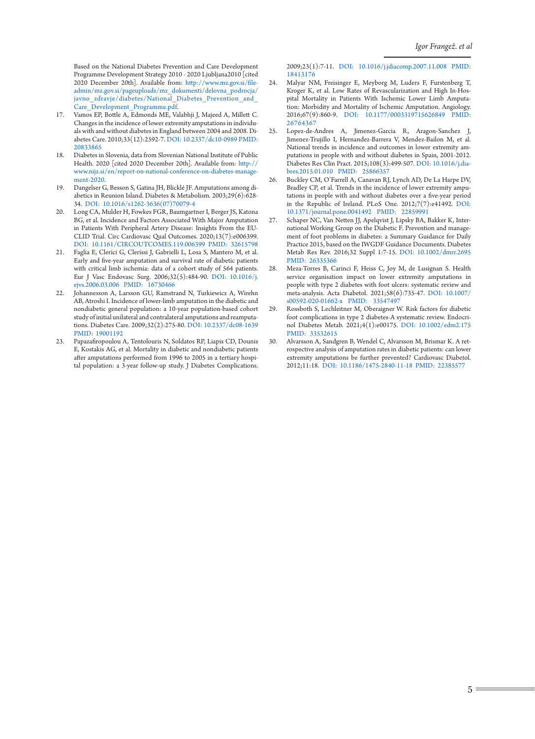Based on the National Diabetes Prevention and Care Development Programme Development Strategy 2010 - 2020 Ljubljana2010 [cited 2020 December 20th]. Available from: http://www.mz.gov.si/fileadmin/mz.gov.si/pageuploads/mz_dokumenti/delovna_podrocja/javno_zdravje/diabetes/National_Diabetes_Prevention_and_Care_Development_Programme.pdf.

17. Vamos EP, Bottle A, Edmonds ME, Valabhji J, Majeed A, Millett C. Changes in the incidence of lower extremity amputations in individuals with and without diabetes in England between 2004 and 2008. Diabetes Care. 2010;33(12):2592-7. DOI: 10.2337/dc10-0989 PMID: 20833865
18. Diabetes in Slovenia, data from Slovenian National Institute of Public Health. 2020 [cited 2020 December 20th]. Available from: http://www.nijz.si/en/report-on-national-conference-on-diabetes-management-2020.
19. Dangelser G, Besson S, Gatina JH, Blicklé JF. Amputations among diabetics in Reunion Island. Diabetes & Metabolism. 2003;29(6):628-34. DOI: 10.1016/s1262-3636(07)70079-4
20. Long CA, Mulder H, Fowkes FGR, Baumgartner I, Berger JS, Katona BG, et al. Incidence and Factors Associated With Major Amputation in Patients With Peripheral Artery Disease: Insights From the EUCLID Trial. Circ Cardiovasc Qual Outcomes. 2020;13(7):e006399. DOI: 10.1161/CIRCOUTCOMES.119.006399 PMID: 32615798
21. Faglia E, Clerici G, Clerissi J, Gabrielli L, Losa S, Mantero M, et al. Early and five-year amputation and survival rate of diabetic patients with critical limb ischemia: data of a cohort study of 564 patients. Eur J Vasc Endovasc Surg. 2006;32(5):484-90. DOI: 10.1016/j.ejvs.2006.03.006 PMID: 16730466
22. Johannesson A, Larsson GU, Ramstrand N, Turkiewicz A, Wirehn AB, Atroshi I. Incidence of lower-limb amputation in the diabetic and nondiabetic general population: a 10-year population-based cohort study of initial unilateral and contralateral amputations and reamputations. Diabetes Care. 2009;32(2):275-80. DOI: 10.2337/dc08-1639 PMID: 19001192
23. Papazafiropoulou A, Tentolouris N, Soldatos RP, Liapis CD, Dounis E, Kostakis AG, et al. Mortality in diabetic and nondiabetic patients after amputations performed from 1996 to 2005 in a tertiary hospital population: a 3-year follow-up study. J Diabetes Complications. 2009;23(1):7-11. DOI: 10.1016/j.jdiacomp.2007.11.008 PMID: 18413176
24. Malyar NM, Freisinger E, Meyborg M, Luders F, Furstenberg T, Kroger K, et al. Low Rates of Revascularization and High In-Hospital Mortality in Patients With Ischemic Lower Limb Amputation: Morbidity and Mortality of Ischemic Amputation. Angiology. 2016;67(9):860-9. DOI: 10.1177/0003319715626849 PMID: 26764367
25. Lopez-de-Andres A, Jimenez-Garcia R, Aragon-Sanchez J, Jimenez-Trujillo I, Hernandez-Barrera V, Mendez-Bailon M, et al. National trends in incidence and outcomes in lower extremity amputations in people with and without diabetes in Spain, 2001-2012. Diabetes Res Clin Pract. 2015;108(3):499-507. DOI: 10.1016/j.diabres.2015.01.010 PMID: 25866357
26. Buckley CM, O'Farrell A, Canavan RJ, Lynch AD, De La Harpe DV, Bradley CP, et al. Trends in the incidence of lower extremity amputations in people with and without diabetes over a five-year period in the Republic of Ireland. PLoS One. 2012;7(7):e41492. DOI: 10.1371/journal.pone.0041492 PMID: 22859991
27. Schaper NC, Van Netten JJ, Apelqvist J, Lipsky BA, Bakker K, International Working Group on the Diabetic F. Prevention and management of foot problems in diabetes: a Summary Guidance for Daily Practice 2015, based on the IWGDF Guidance Documents. Diabetes Metab Res Rev. 2016;32 Suppl 1:7-15. DOI: 10.1002/dmrr.2695 PMID: 26335366
28. Meza-Torres B, Carinci F, Heiss C, Joy M, de Lusignan S. Health service organisation impact on lower extremity amputations in people with type 2 diabetes with foot ulcers: systematic review and meta-analysis. Acta Diabetol. 2021;58(6):735-47. DOI: 10.1007/s00592-020-01662-x PMID: 33547497
29. Rossboth S, Lechleitner M, Oberaigner W. Risk factors for diabetic foot complications in type 2 diabetes-A systematic review. Endocrinol Diabetes Metab. 2021;4(1):e00175. DOI: 10.1002/edm2.175 PMID: 33532615
30. Alvarsson A, Sandgren B, Wendel C, Alvarsson M, Brismar K. A retrospective analysis of amputation rates in diabetic patients: can lower extremity amputations be further prevented? Cardiovasc Diabetol. 2012;11:18. DOI: 10.1186/1475-2840-11-18 PMID: 22385577